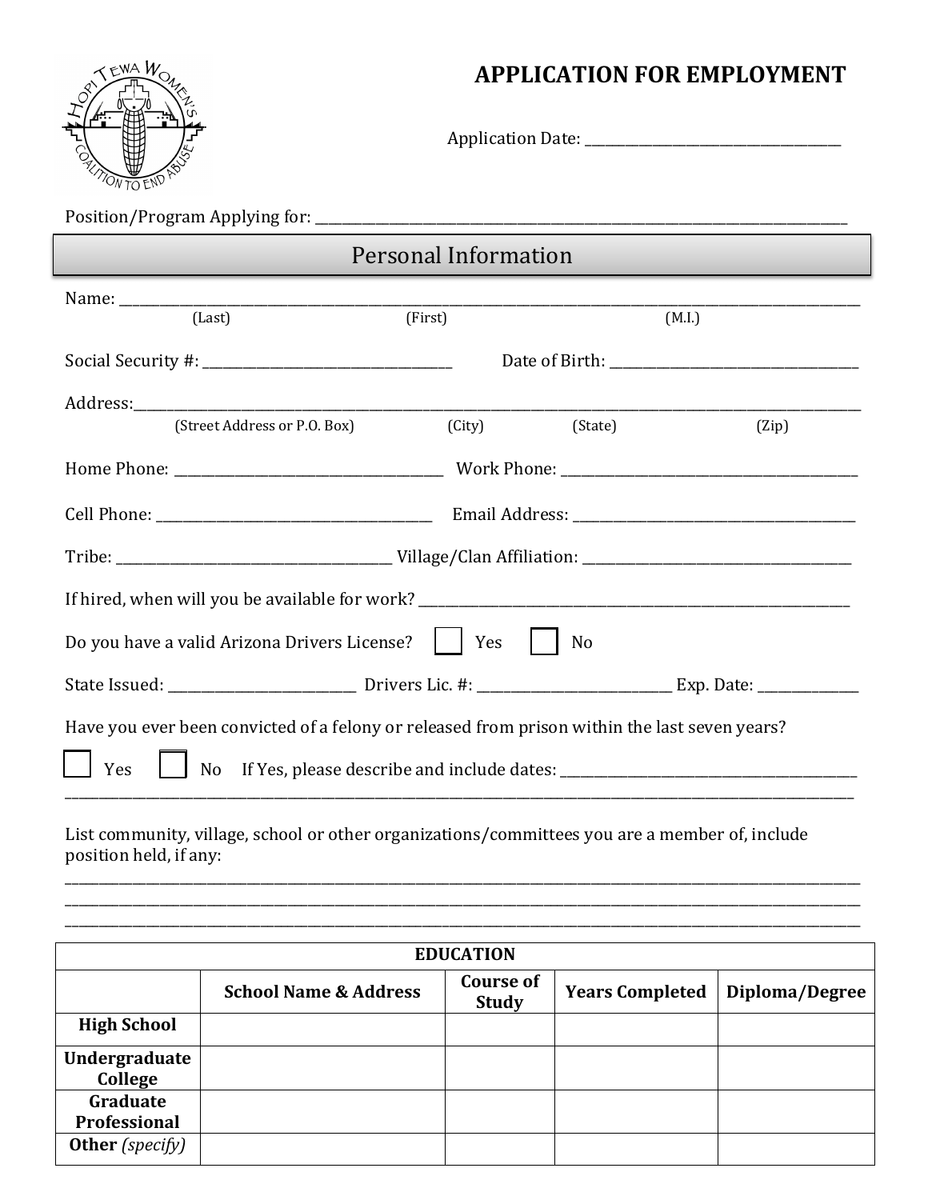# APPLICATION FOR EMPLOYMENT

Application Date: ____________________________________

Position/Program Applying for: ____________________________________________________________________________

## Personal Information

Name: ________________________________________________________________________________________________
(Last) (First) (M.I.)

Social Security #: ____________________________________ Date of Birth: ____________________________________

Address: _____________________________________________________________________________________________
(Street Address or P.O. Box) (City) (State) (Zip)

Home Phone: ________________________________________ Work Phone: ________________________________________

Cell Phone: ________________________________________ Email Address: ______________________________________

Tribe: ______________________________________ Village/Clan Affiliation: _____________________________________

If hired, when will you be available for work? ________________________________________________________________

Do you have a valid Arizona Drivers License? ☐ Yes ☐ No

State Issued: ___________________________ Drivers Lic. #: ___________________________ Exp. Date: ______________

Have you ever been convicted of a felony or released from prison within the last seven years?

☐ Yes ☐ No If Yes, please describe and include dates: __________________________________________
_______________________________________________________________________________________________________

List community, village, school or other organizations/committees you are a member of, include position held, if any:

_______________________________________________________________________________________________________
_______________________________________________________________________________________________________
_______________________________________________________________________________________________________

| EDUCATION | | | | |
|---|---|---|---|---|
| | **School Name & Address** | **Course of Study** | **Years Completed** | **Diploma/Degree** |
| **High School** | | | | |
| **Undergraduate College** | | | | |
| **Graduate Professional** | | | | |
| **Other** *(specify)* | | | | |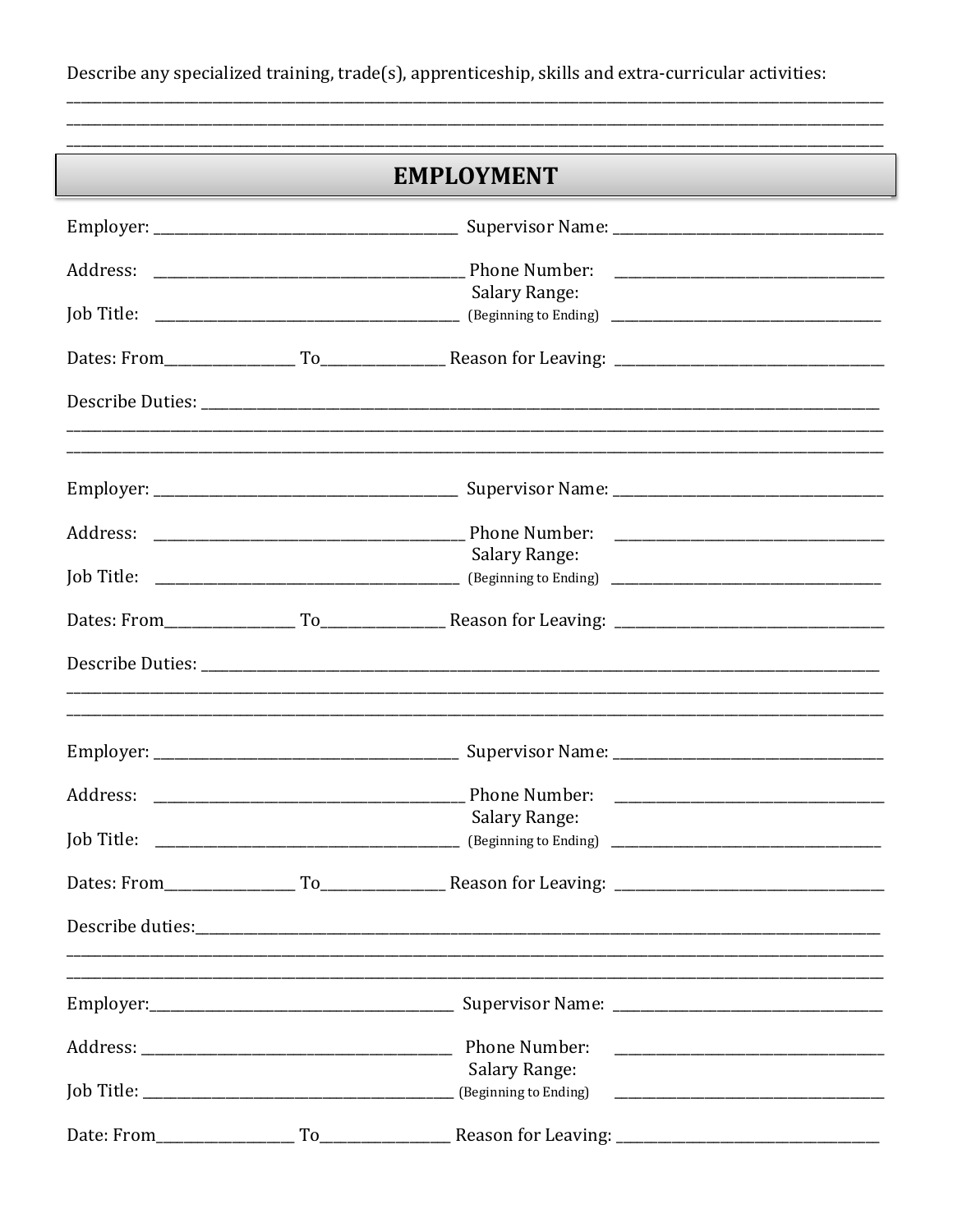Describe any specialized training, trade(s), apprenticeship, skills and extra-curricular activities:
______________________________________________________________________________________________
______________________________________________________________________________________________
______________________________________________________________________________________________

## EMPLOYMENT

Employer: ________________________________ Supervisor Name: ______________________________

Address: ________________________________ Phone Number: ______________________________

Job Title: ________________________________ Salary Range: (Beginning to Ending) ______________________________

Dates: From______________ To______________ Reason for Leaving: ______________________________

Describe Duties: ______________________________________________________________________________
______________________________________________________________________________________________
______________________________________________________________________________________________

Employer: ________________________________ Supervisor Name: ______________________________

Address: ________________________________ Phone Number: ______________________________

Job Title: ________________________________ Salary Range: (Beginning to Ending) ______________________________

Dates: From______________ To______________ Reason for Leaving: ______________________________

Describe Duties: ______________________________________________________________________________
______________________________________________________________________________________________
______________________________________________________________________________________________

Employer: ________________________________ Supervisor Name: ______________________________

Address: ________________________________ Phone Number: ______________________________

Job Title: ________________________________ Salary Range: (Beginning to Ending) ______________________________

Dates: From______________ To______________ Reason for Leaving: ______________________________

Describe duties:______________________________________________________________________________
______________________________________________________________________________________________
______________________________________________________________________________________________

Employer:________________________________ Supervisor Name: ______________________________

Address: ________________________________ Phone Number: ______________________________

Job Title: ________________________________ Salary Range: (Beginning to Ending) ______________________________

Date: From______________ To______________ Reason for Leaving: ______________________________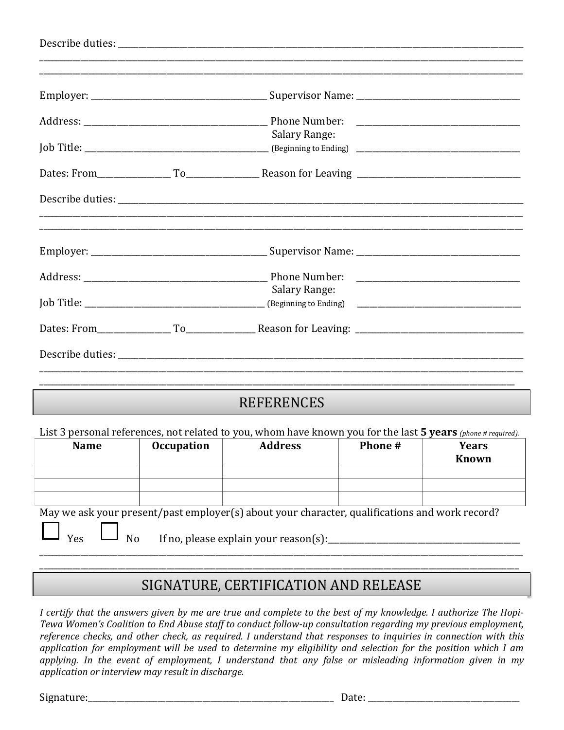Describe duties: ______________________________________________________________________________________________
______________________________________________________________________________________________________________
______________________________________________________________________________________________________________

Employer: _______________________________________ Supervisor Name: ____________________________________

Address: ________________________________________ Phone Number: ____________________________________

Job Title: _______________________________________ Salary Range: (Beginning to Ending) ____________________________________

Dates: From_______________ To_______________ Reason for Leaving ____________________________________

Describe duties: ______________________________________________________________________________________________
______________________________________________________________________________________________________________
______________________________________________________________________________________________________________

Employer: _______________________________________ Supervisor Name: ____________________________________

Address: ________________________________________ Phone Number: ____________________________________

Job Title: _______________________________________ Salary Range: (Beginning to Ending) ____________________________________

Dates: From_______________ To_______________ Reason for Leaving: ____________________________________

Describe duties: ______________________________________________________________________________________________
______________________________________________________________________________________________________________
______________________________________________________________________________________________________________

## REFERENCES

List 3 personal references, not related to you, whom have known you for the last **5 years** *(phone # required).*

| Name | Occupation | Address | Phone # | Years Known |
|---|---|---|---|---|
| | | | | |
| | | | | |
| | | | | |

May we ask your present/past employer(s) about your character, qualifications and work record?

☐ Yes ☐ No If no, please explain your reason(s):_____________________________________________
______________________________________________________________________________________________________________
______________________________________________________________________________________________________________

## SIGNATURE, CERTIFICATION AND RELEASE

*I certify that the answers given by me are true and complete to the best of my knowledge. I authorize The Hopi-Tewa Women's Coalition to End Abuse staff to conduct follow-up consultation regarding my previous employment, reference checks, and other check, as required. I understand that responses to inquiries in connection with this application for employment will be used to determine my eligibility and selection for the position which I am applying. In the event of employment, I understand that any false or misleading information given in my application or interview may result in discharge.*

Signature:________________________________________________________ Date: ________________________________